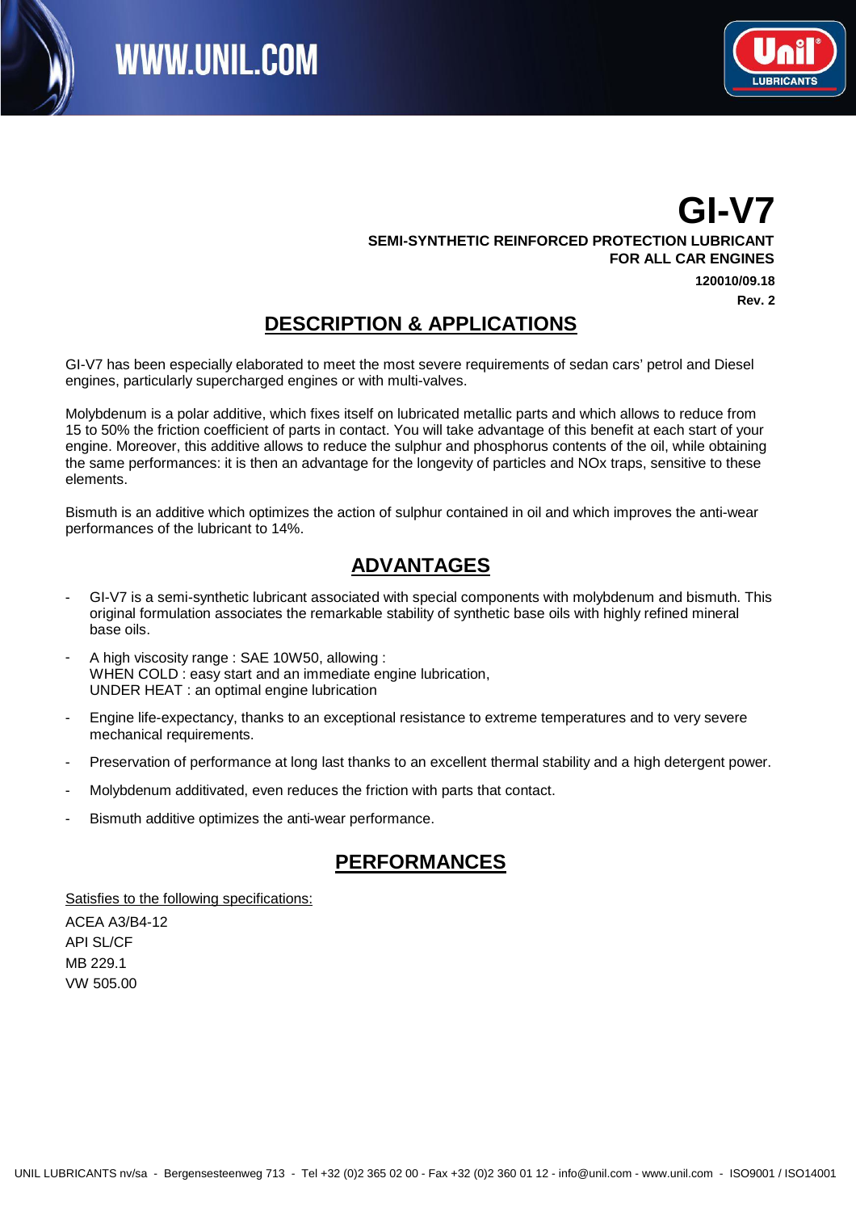# GI-V7

**SEMI-SYNTHETIC REINFORCED PROTECTION LUBRICANT FOR ALL CAR ENGINES**

**120010/09.18**

**Rev. 2**

## DESCRIPTION & APPLICATIONS

GI-V7 has been especially elaborated to meet the most severe requirements of sedan cars' petrol and Diesel engines, particularly supercharged engines or with multi-valves.

Molybdenum is a polar additive, which fixes itself on lubricated metallic parts and which allows to reduce from 15 to 50% the friction coefficient of parts in contact. You will take advantage of this benefit at each start of your engine. Moreover, this additive allows to reduce the sulphur and phosphorus contents of the oil, while obtaining the same performances: it is then an advantage for the longevity of particles and NOx traps, sensitive to these elements.

Bismuth is an additive which optimizes the action of sulphur contained in oil and which improves the anti-wear performances of the lubricant to 14%.

## ADVANTAGES

- GI-V7 is a semi-synthetic lubricant associated with special components with molybdenum and bismuth. This original formulation associates the remarkable stability of synthetic base oils with highly refined mineral base oils.
- A high viscosity range : SAE 10W50, allowing :
  WHEN COLD : easy start and an immediate engine lubrication,
  UNDER HEAT : an optimal engine lubrication
- Engine life-expectancy, thanks to an exceptional resistance to extreme temperatures and to very severe mechanical requirements.
- Preservation of performance at long last thanks to an excellent thermal stability and a high detergent power.
- Molybdenum additivated, even reduces the friction with parts that contact.
- Bismuth additive optimizes the anti-wear performance.

## PERFORMANCES

Satisfies to the following specifications:

ACEA A3/B4-12
API SL/CF
MB 229.1
VW 505.00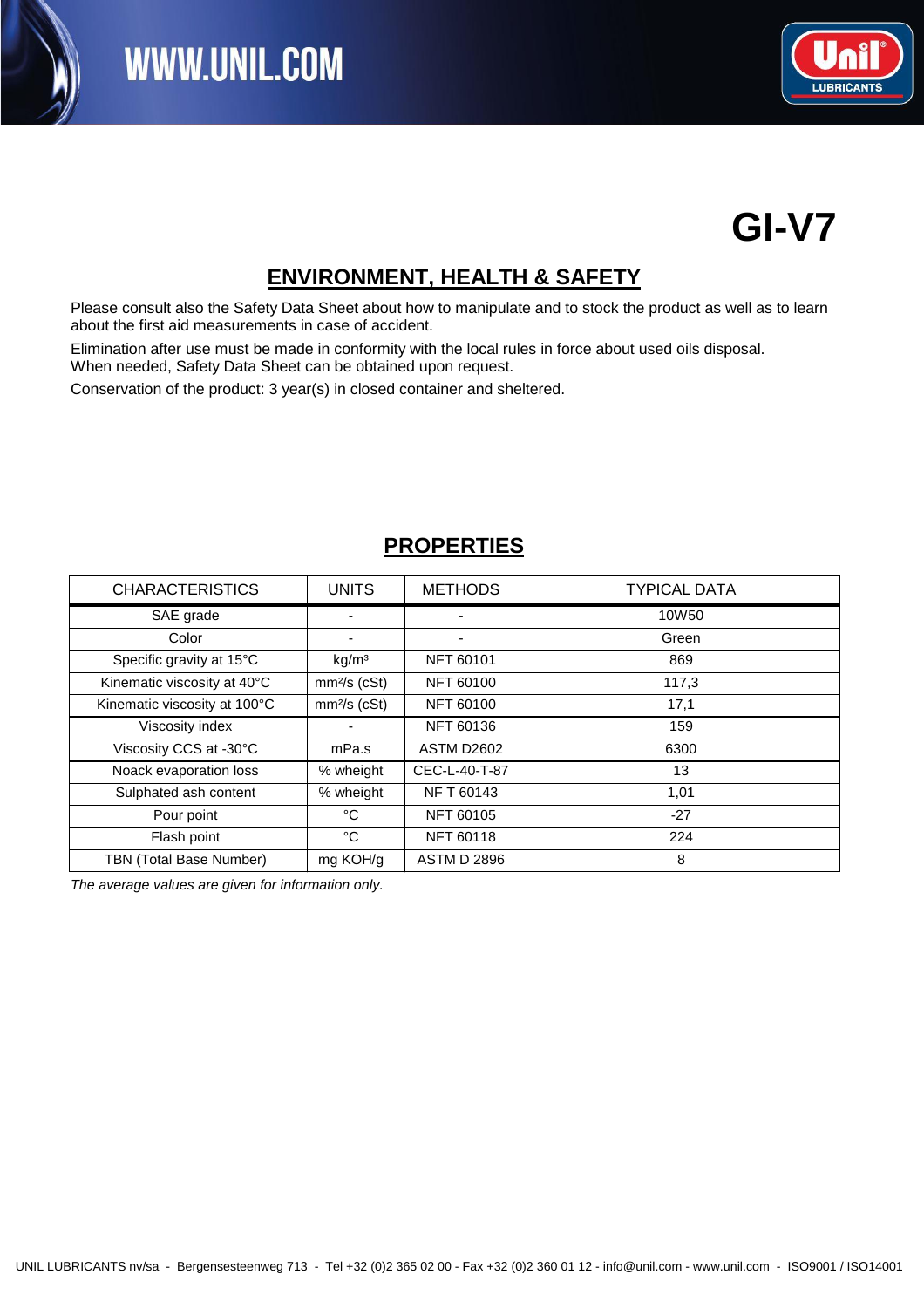# GI-V7

## ENVIRONMENT, HEALTH & SAFETY

Please consult also the Safety Data Sheet about how to manipulate and to stock the product as well as to learn about the first aid measurements in case of accident.

Elimination after use must be made in conformity with the local rules in force about used oils disposal.
When needed, Safety Data Sheet can be obtained upon request.

Conservation of the product: 3 year(s) in closed container and sheltered.

## PROPERTIES

| CHARACTERISTICS | UNITS | METHODS | TYPICAL DATA |
|---|---|---|---|
| SAE grade | - | - | 10W50 |
| Color | - | - | Green |
| Specific gravity at 15°C | kg/m³ | NFT 60101 | 869 |
| Kinematic viscosity at 40°C | mm²/s (cSt) | NFT 60100 | 117,3 |
| Kinematic viscosity at 100°C | mm²/s (cSt) | NFT 60100 | 17,1 |
| Viscosity index | - | NFT 60136 | 159 |
| Viscosity CCS at -30°C | mPa.s | ASTM D2602 | 6300 |
| Noack evaporation loss | % wheight | CEC-L-40-T-87 | 13 |
| Sulphated ash content | % wheight | NF T 60143 | 1,01 |
| Pour point | °C | NFT 60105 | -27 |
| Flash point | °C | NFT 60118 | 224 |
| TBN (Total Base Number) | mg KOH/g | ASTM D 2896 | 8 |

*The average values are given for information only.*